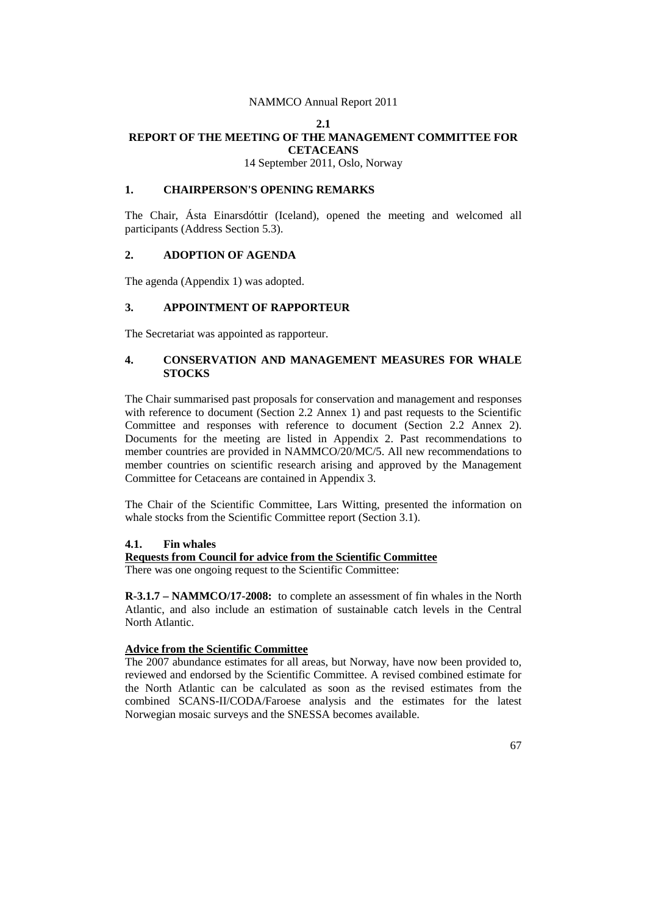## 2.1
# REPORT OF THE MEETING OF THE MANAGEMENT COMMITTEE FOR CETACEANS

14 September 2011, Oslo, Norway

## 1. CHAIRPERSON'S OPENING REMARKS

The Chair, Ásta Einarsdóttir (Iceland), opened the meeting and welcomed all participants (Address Section 5.3).

## 2. ADOPTION OF AGENDA

The agenda (Appendix 1) was adopted.

## 3. APPOINTMENT OF RAPPORTEUR

The Secretariat was appointed as rapporteur.

## 4. CONSERVATION AND MANAGEMENT MEASURES FOR WHALE STOCKS

The Chair summarised past proposals for conservation and management and responses with reference to document (Section 2.2 Annex 1) and past requests to the Scientific Committee and responses with reference to document (Section 2.2 Annex 2). Documents for the meeting are listed in Appendix 2. Past recommendations to member countries are provided in NAMMCO/20/MC/5. All new recommendations to member countries on scientific research arising and approved by the Management Committee for Cetaceans are contained in Appendix 3.

The Chair of the Scientific Committee, Lars Witting, presented the information on whale stocks from the Scientific Committee report (Section 3.1).

### 4.1. Fin whales

**Requests from Council for advice from the Scientific Committee**

There was one ongoing request to the Scientific Committee:

**R-3.1.7 – NAMMCO/17-2008:** to complete an assessment of fin whales in the North Atlantic, and also include an estimation of sustainable catch levels in the Central North Atlantic.

**Advice from the Scientific Committee**

The 2007 abundance estimates for all areas, but Norway, have now been provided to, reviewed and endorsed by the Scientific Committee. A revised combined estimate for the North Atlantic can be calculated as soon as the revised estimates from the combined SCANS-II/CODA/Faroese analysis and the estimates for the latest Norwegian mosaic surveys and the SNESSA becomes available.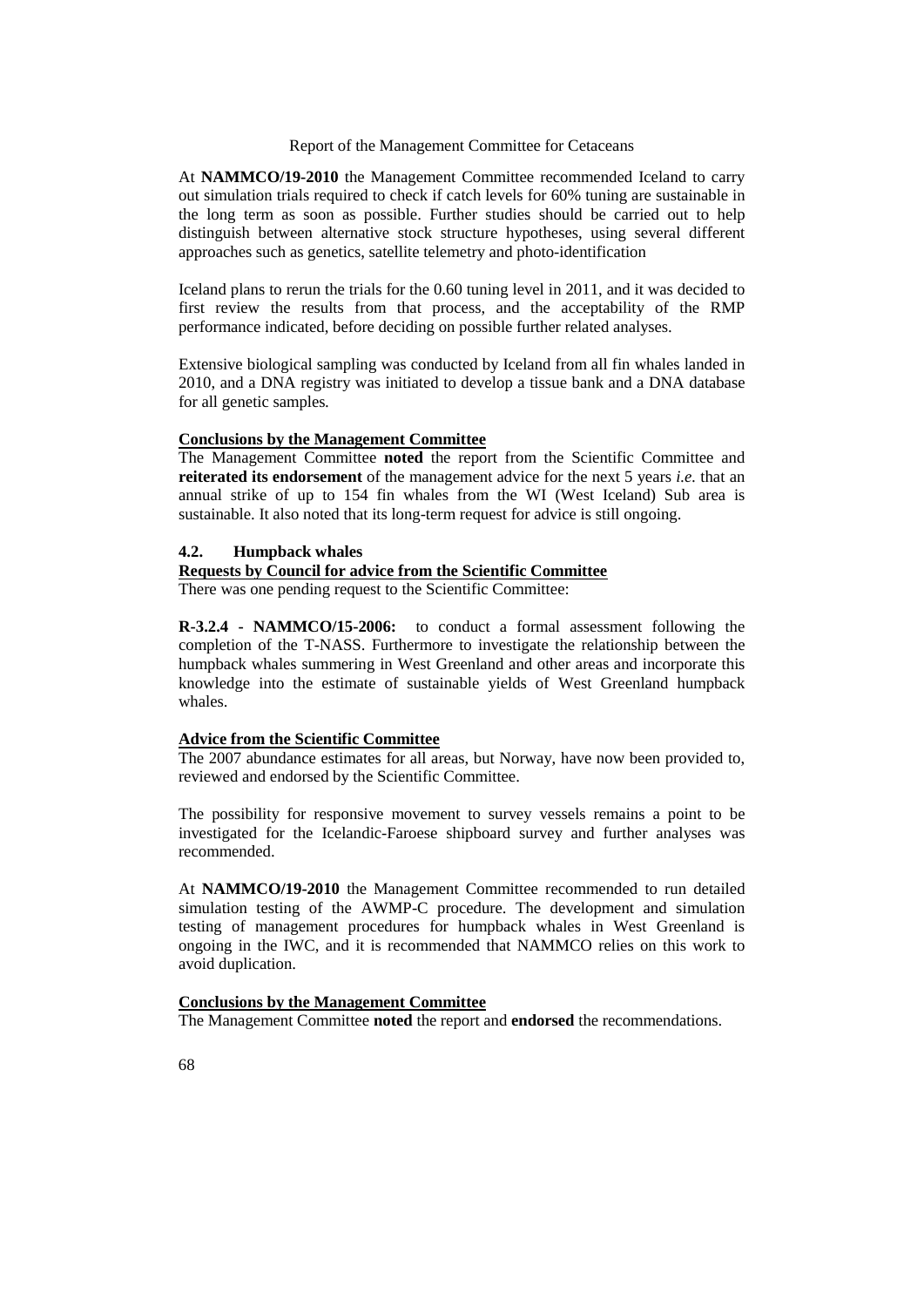At **NAMMCO/19-2010** the Management Committee recommended Iceland to carry out simulation trials required to check if catch levels for 60% tuning are sustainable in the long term as soon as possible. Further studies should be carried out to help distinguish between alternative stock structure hypotheses, using several different approaches such as genetics, satellite telemetry and photo-identification

Iceland plans to rerun the trials for the 0.60 tuning level in 2011, and it was decided to first review the results from that process, and the acceptability of the RMP performance indicated, before deciding on possible further related analyses.

Extensive biological sampling was conducted by Iceland from all fin whales landed in 2010, and a DNA registry was initiated to develop a tissue bank and a DNA database for all genetic samples.

**Conclusions by the Management Committee**

The Management Committee **noted** the report from the Scientific Committee and **reiterated its endorsement** of the management advice for the next 5 years *i.e.* that an annual strike of up to 154 fin whales from the WI (West Iceland) Sub area is sustainable. It also noted that its long-term request for advice is still ongoing.

## 4.2. Humpback whales

**Requests by Council for advice from the Scientific Committee**

There was one pending request to the Scientific Committee:

**R-3.2.4 - NAMMCO/15-2006:** to conduct a formal assessment following the completion of the T-NASS. Furthermore to investigate the relationship between the humpback whales summering in West Greenland and other areas and incorporate this knowledge into the estimate of sustainable yields of West Greenland humpback whales.

**Advice from the Scientific Committee**

The 2007 abundance estimates for all areas, but Norway, have now been provided to, reviewed and endorsed by the Scientific Committee.

The possibility for responsive movement to survey vessels remains a point to be investigated for the Icelandic-Faroese shipboard survey and further analyses was recommended.

At **NAMMCO/19-2010** the Management Committee recommended to run detailed simulation testing of the AWMP-C procedure. The development and simulation testing of management procedures for humpback whales in West Greenland is ongoing in the IWC, and it is recommended that NAMMCO relies on this work to avoid duplication.

**Conclusions by the Management Committee**

The Management Committee **noted** the report and **endorsed** the recommendations.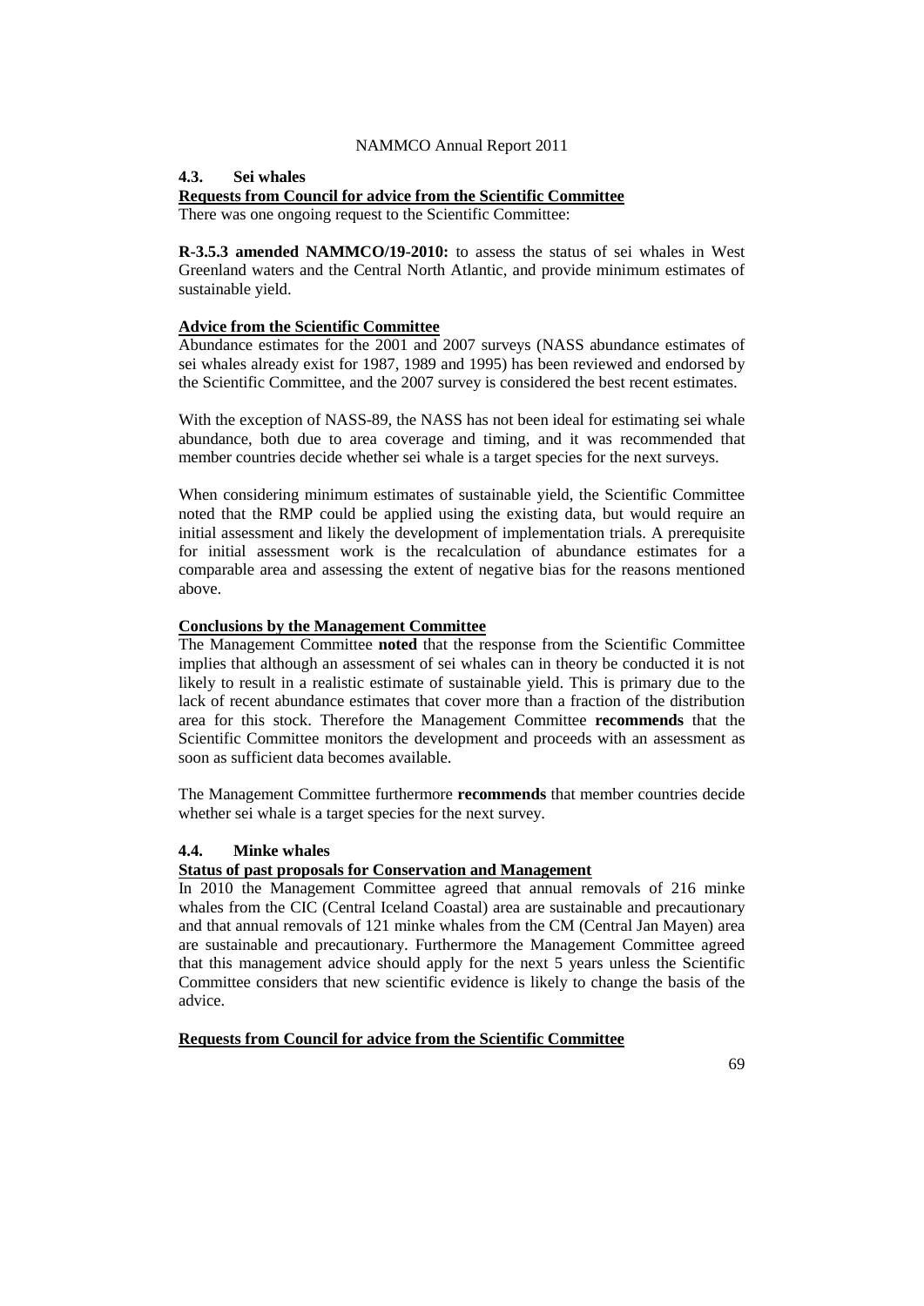### 4.3. Sei whales

**Requests from Council for advice from the Scientific Committee**

There was one ongoing request to the Scientific Committee:

**R-3.5.3 amended NAMMCO/19-2010:** to assess the status of sei whales in West Greenland waters and the Central North Atlantic, and provide minimum estimates of sustainable yield.

**Advice from the Scientific Committee**

Abundance estimates for the 2001 and 2007 surveys (NASS abundance estimates of sei whales already exist for 1987, 1989 and 1995) has been reviewed and endorsed by the Scientific Committee, and the 2007 survey is considered the best recent estimates.

With the exception of NASS-89, the NASS has not been ideal for estimating sei whale abundance, both due to area coverage and timing, and it was recommended that member countries decide whether sei whale is a target species for the next surveys.

When considering minimum estimates of sustainable yield, the Scientific Committee noted that the RMP could be applied using the existing data, but would require an initial assessment and likely the development of implementation trials. A prerequisite for initial assessment work is the recalculation of abundance estimates for a comparable area and assessing the extent of negative bias for the reasons mentioned above.

**Conclusions by the Management Committee**

The Management Committee **noted** that the response from the Scientific Committee implies that although an assessment of sei whales can in theory be conducted it is not likely to result in a realistic estimate of sustainable yield. This is primary due to the lack of recent abundance estimates that cover more than a fraction of the distribution area for this stock. Therefore the Management Committee **recommends** that the Scientific Committee monitors the development and proceeds with an assessment as soon as sufficient data becomes available.

The Management Committee furthermore **recommends** that member countries decide whether sei whale is a target species for the next survey.

### 4.4. Minke whales

**Status of past proposals for Conservation and Management**

In 2010 the Management Committee agreed that annual removals of 216 minke whales from the CIC (Central Iceland Coastal) area are sustainable and precautionary and that annual removals of 121 minke whales from the CM (Central Jan Mayen) area are sustainable and precautionary. Furthermore the Management Committee agreed that this management advice should apply for the next 5 years unless the Scientific Committee considers that new scientific evidence is likely to change the basis of the advice.

**Requests from Council for advice from the Scientific Committee**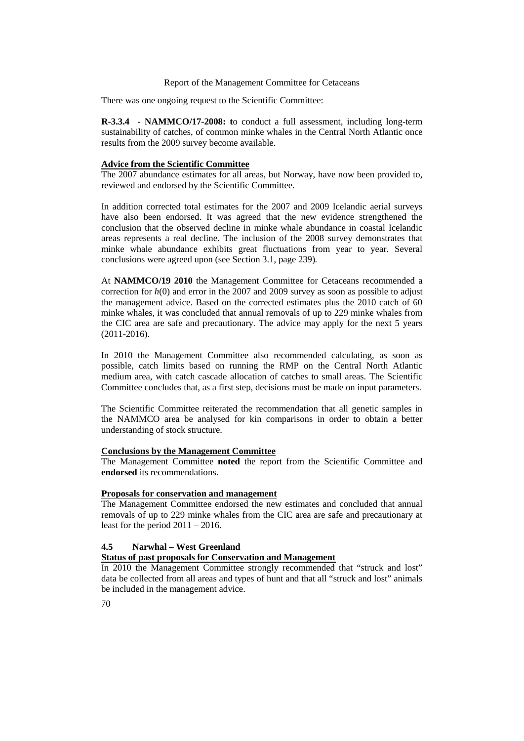There was one ongoing request to the Scientific Committee:

**R-3.3.4 - NAMMCO/17-2008: t**o conduct a full assessment, including long-term sustainability of catches, of common minke whales in the Central North Atlantic once results from the 2009 survey become available.

**Advice from the Scientific Committee**

The 2007 abundance estimates for all areas, but Norway, have now been provided to, reviewed and endorsed by the Scientific Committee.

In addition corrected total estimates for the 2007 and 2009 Icelandic aerial surveys have also been endorsed. It was agreed that the new evidence strengthened the conclusion that the observed decline in minke whale abundance in coastal Icelandic areas represents a real decline. The inclusion of the 2008 survey demonstrates that minke whale abundance exhibits great fluctuations from year to year. Several conclusions were agreed upon (see Section 3.1, page 239).

At **NAMMCO/19 2010** the Management Committee for Cetaceans recommended a correction for $h(0)$ and error in the 2007 and 2009 survey as soon as possible to adjust the management advice. Based on the corrected estimates plus the 2010 catch of 60 minke whales, it was concluded that annual removals of up to 229 minke whales from the CIC area are safe and precautionary. The advice may apply for the next 5 years (2011-2016).

In 2010 the Management Committee also recommended calculating, as soon as possible, catch limits based on running the RMP on the Central North Atlantic medium area, with catch cascade allocation of catches to small areas. The Scientific Committee concludes that, as a first step, decisions must be made on input parameters.

The Scientific Committee reiterated the recommendation that all genetic samples in the NAMMCO area be analysed for kin comparisons in order to obtain a better understanding of stock structure.

**Conclusions by the Management Committee**

The Management Committee **noted** the report from the Scientific Committee and **endorsed** its recommendations.

**Proposals for conservation and management**

The Management Committee endorsed the new estimates and concluded that annual removals of up to 229 minke whales from the CIC area are safe and precautionary at least for the period 2011 – 2016.

### 4.5 Narwhal – West Greenland

**Status of past proposals for Conservation and Management**

In 2010 the Management Committee strongly recommended that "struck and lost" data be collected from all areas and types of hunt and that all "struck and lost" animals be included in the management advice.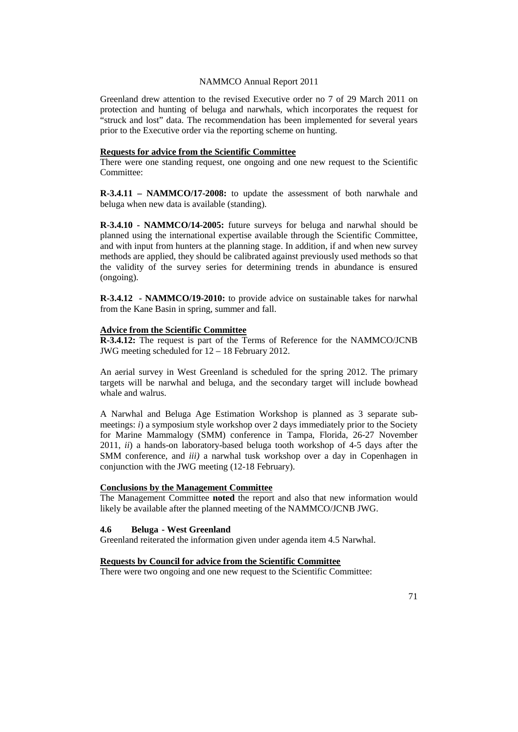Greenland drew attention to the revised Executive order no 7 of 29 March 2011 on protection and hunting of beluga and narwhals, which incorporates the request for "struck and lost" data. The recommendation has been implemented for several years prior to the Executive order via the reporting scheme on hunting.

**Requests for advice from the Scientific Committee**

There were one standing request, one ongoing and one new request to the Scientific Committee:

**R-3.4.11 – NAMMCO/17-2008:** to update the assessment of both narwhale and beluga when new data is available (standing).

**R-3.4.10 - NAMMCO/14-2005:** future surveys for beluga and narwhal should be planned using the international expertise available through the Scientific Committee, and with input from hunters at the planning stage. In addition, if and when new survey methods are applied, they should be calibrated against previously used methods so that the validity of the survey series for determining trends in abundance is ensured (ongoing).

**R-3.4.12 - NAMMCO/19-2010:** to provide advice on sustainable takes for narwhal from the Kane Basin in spring, summer and fall.

**Advice from the Scientific Committee**

**R-3.4.12:** The request is part of the Terms of Reference for the NAMMCO/JCNB JWG meeting scheduled for 12 – 18 February 2012.

An aerial survey in West Greenland is scheduled for the spring 2012. The primary targets will be narwhal and beluga, and the secondary target will include bowhead whale and walrus.

A Narwhal and Beluga Age Estimation Workshop is planned as 3 separate sub-meetings: *i*) a symposium style workshop over 2 days immediately prior to the Society for Marine Mammalogy (SMM) conference in Tampa, Florida, 26-27 November 2011, *ii*) a hands-on laboratory-based beluga tooth workshop of 4-5 days after the SMM conference, and *iii)* a narwhal tusk workshop over a day in Copenhagen in conjunction with the JWG meeting (12-18 February).

**Conclusions by the Management Committee**

The Management Committee **noted** the report and also that new information would likely be available after the planned meeting of the NAMMCO/JCNB JWG.

### 4.6 Beluga - West Greenland

Greenland reiterated the information given under agenda item 4.5 Narwhal.

**Requests by Council for advice from the Scientific Committee**

There were two ongoing and one new request to the Scientific Committee: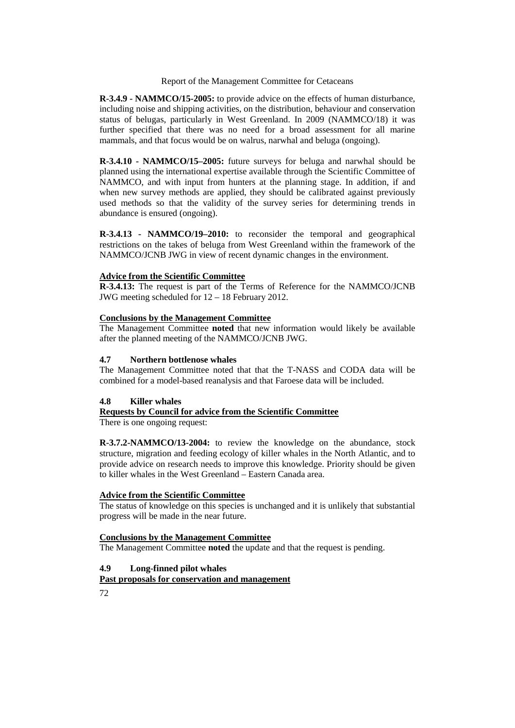**R-3.4.9 - NAMMCO/15-2005:** to provide advice on the effects of human disturbance, including noise and shipping activities, on the distribution, behaviour and conservation status of belugas, particularly in West Greenland. In 2009 (NAMMCO/18) it was further specified that there was no need for a broad assessment for all marine mammals, and that focus would be on walrus, narwhal and beluga (ongoing).

**R-3.4.10 - NAMMCO/15–2005:** future surveys for beluga and narwhal should be planned using the international expertise available through the Scientific Committee of NAMMCO, and with input from hunters at the planning stage. In addition, if and when new survey methods are applied, they should be calibrated against previously used methods so that the validity of the survey series for determining trends in abundance is ensured (ongoing).

**R-3.4.13 - NAMMCO/19–2010:** to reconsider the temporal and geographical restrictions on the takes of beluga from West Greenland within the framework of the NAMMCO/JCNB JWG in view of recent dynamic changes in the environment.

**Advice from the Scientific Committee**

**R-3.4.13:** The request is part of the Terms of Reference for the NAMMCO/JCNB JWG meeting scheduled for 12 – 18 February 2012.

**Conclusions by the Management Committee**

The Management Committee **noted** that new information would likely be available after the planned meeting of the NAMMCO/JCNB JWG.

### 4.7 Northern bottlenose whales

The Management Committee noted that that the T-NASS and CODA data will be combined for a model-based reanalysis and that Faroese data will be included.

### 4.8 Killer whales

**Requests by Council for advice from the Scientific Committee**

There is one ongoing request:

**R-3.7.2-NAMMCO/13-2004:** to review the knowledge on the abundance, stock structure, migration and feeding ecology of killer whales in the North Atlantic, and to provide advice on research needs to improve this knowledge. Priority should be given to killer whales in the West Greenland – Eastern Canada area.

**Advice from the Scientific Committee**

The status of knowledge on this species is unchanged and it is unlikely that substantial progress will be made in the near future.

**Conclusions by the Management Committee**

The Management Committee **noted** the update and that the request is pending.

### 4.9 Long-finned pilot whales

**Past proposals for conservation and management**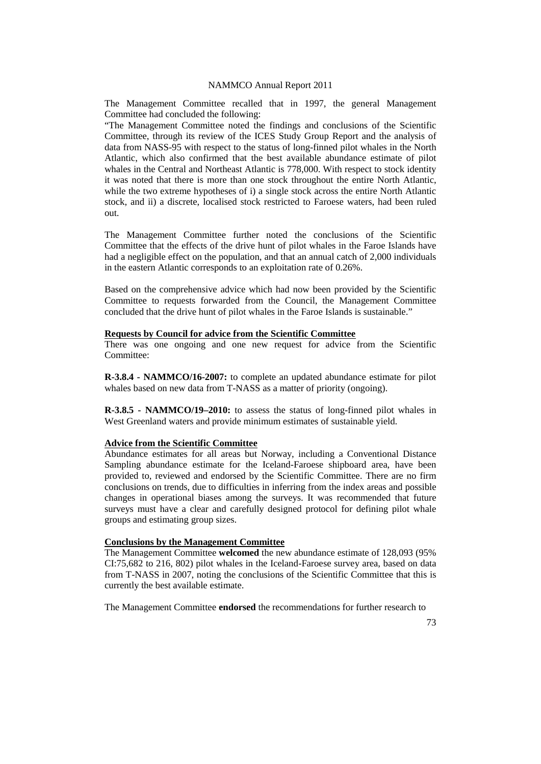The Management Committee recalled that in 1997, the general Management Committee had concluded the following:

"The Management Committee noted the findings and conclusions of the Scientific Committee, through its review of the ICES Study Group Report and the analysis of data from NASS-95 with respect to the status of long-finned pilot whales in the North Atlantic, which also confirmed that the best available abundance estimate of pilot whales in the Central and Northeast Atlantic is 778,000. With respect to stock identity it was noted that there is more than one stock throughout the entire North Atlantic, while the two extreme hypotheses of i) a single stock across the entire North Atlantic stock, and ii) a discrete, localised stock restricted to Faroese waters, had been ruled out.

The Management Committee further noted the conclusions of the Scientific Committee that the effects of the drive hunt of pilot whales in the Faroe Islands have had a negligible effect on the population, and that an annual catch of 2,000 individuals in the eastern Atlantic corresponds to an exploitation rate of 0.26%.

Based on the comprehensive advice which had now been provided by the Scientific Committee to requests forwarded from the Council, the Management Committee concluded that the drive hunt of pilot whales in the Faroe Islands is sustainable."

**Requests by Council for advice from the Scientific Committee**

There was one ongoing and one new request for advice from the Scientific Committee:

**R-3.8.4 - NAMMCO/16-2007:** to complete an updated abundance estimate for pilot whales based on new data from T-NASS as a matter of priority (ongoing).

**R-3.8.5 - NAMMCO/19–2010:** to assess the status of long-finned pilot whales in West Greenland waters and provide minimum estimates of sustainable yield.

**Advice from the Scientific Committee**

Abundance estimates for all areas but Norway, including a Conventional Distance Sampling abundance estimate for the Iceland-Faroese shipboard area, have been provided to, reviewed and endorsed by the Scientific Committee. There are no firm conclusions on trends, due to difficulties in inferring from the index areas and possible changes in operational biases among the surveys. It was recommended that future surveys must have a clear and carefully designed protocol for defining pilot whale groups and estimating group sizes.

**Conclusions by the Management Committee**

The Management Committee **welcomed** the new abundance estimate of 128,093 (95% CI:75,682 to 216, 802) pilot whales in the Iceland-Faroese survey area, based on data from T-NASS in 2007, noting the conclusions of the Scientific Committee that this is currently the best available estimate.

The Management Committee **endorsed** the recommendations for further research to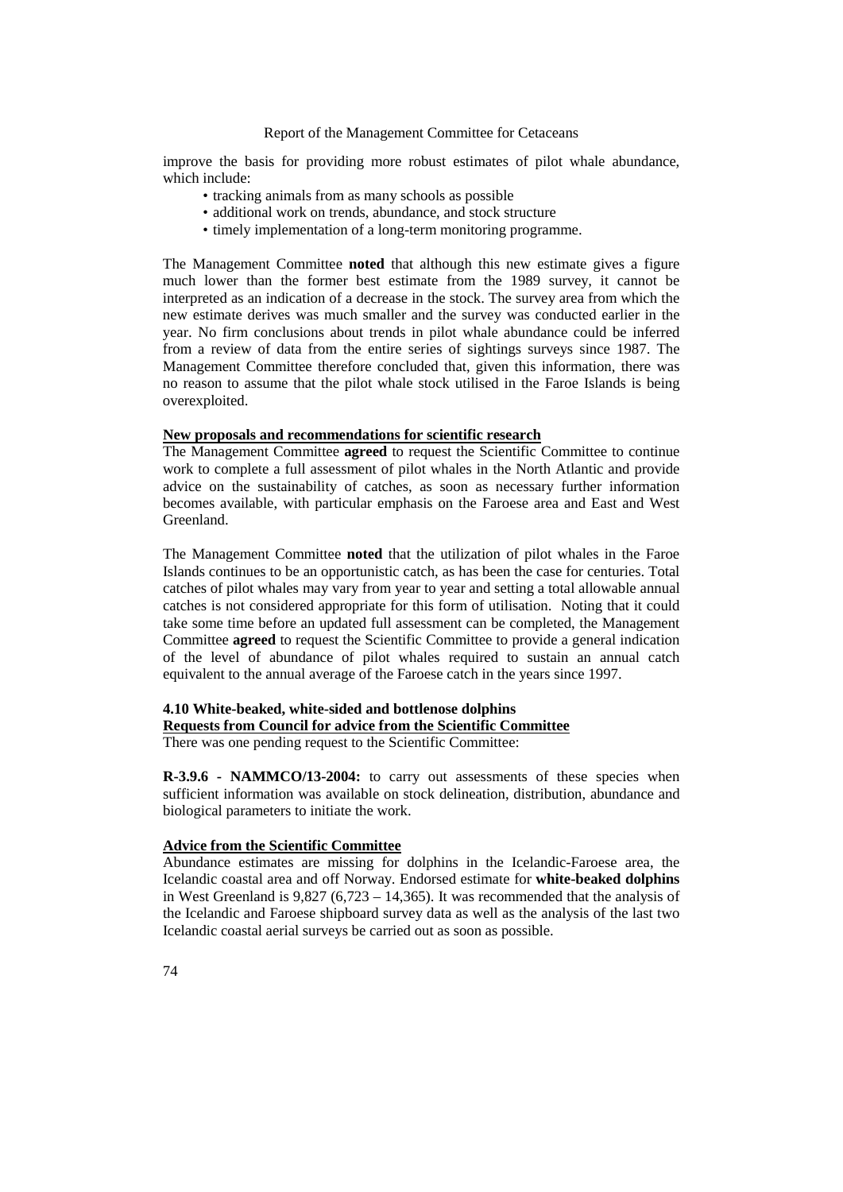improve the basis for providing more robust estimates of pilot whale abundance, which include:

- tracking animals from as many schools as possible
- additional work on trends, abundance, and stock structure
- timely implementation of a long-term monitoring programme.

The Management Committee **noted** that although this new estimate gives a figure much lower than the former best estimate from the 1989 survey, it cannot be interpreted as an indication of a decrease in the stock. The survey area from which the new estimate derives was much smaller and the survey was conducted earlier in the year. No firm conclusions about trends in pilot whale abundance could be inferred from a review of data from the entire series of sightings surveys since 1987. The Management Committee therefore concluded that, given this information, there was no reason to assume that the pilot whale stock utilised in the Faroe Islands is being overexploited.

**New proposals and recommendations for scientific research**

The Management Committee **agreed** to request the Scientific Committee to continue work to complete a full assessment of pilot whales in the North Atlantic and provide advice on the sustainability of catches, as soon as necessary further information becomes available, with particular emphasis on the Faroese area and East and West Greenland.

The Management Committee **noted** that the utilization of pilot whales in the Faroe Islands continues to be an opportunistic catch, as has been the case for centuries. Total catches of pilot whales may vary from year to year and setting a total allowable annual catches is not considered appropriate for this form of utilisation. Noting that it could take some time before an updated full assessment can be completed, the Management Committee **agreed** to request the Scientific Committee to provide a general indication of the level of abundance of pilot whales required to sustain an annual catch equivalent to the annual average of the Faroese catch in the years since 1997.

### 4.10 White-beaked, white-sided and bottlenose dolphins

**Requests from Council for advice from the Scientific Committee**

There was one pending request to the Scientific Committee:

**R-3.9.6 - NAMMCO/13-2004:** to carry out assessments of these species when sufficient information was available on stock delineation, distribution, abundance and biological parameters to initiate the work.

**Advice from the Scientific Committee**

Abundance estimates are missing for dolphins in the Icelandic-Faroese area, the Icelandic coastal area and off Norway. Endorsed estimate for **white-beaked dolphins** in West Greenland is 9,827 (6,723 – 14,365). It was recommended that the analysis of the Icelandic and Faroese shipboard survey data as well as the analysis of the last two Icelandic coastal aerial surveys be carried out as soon as possible.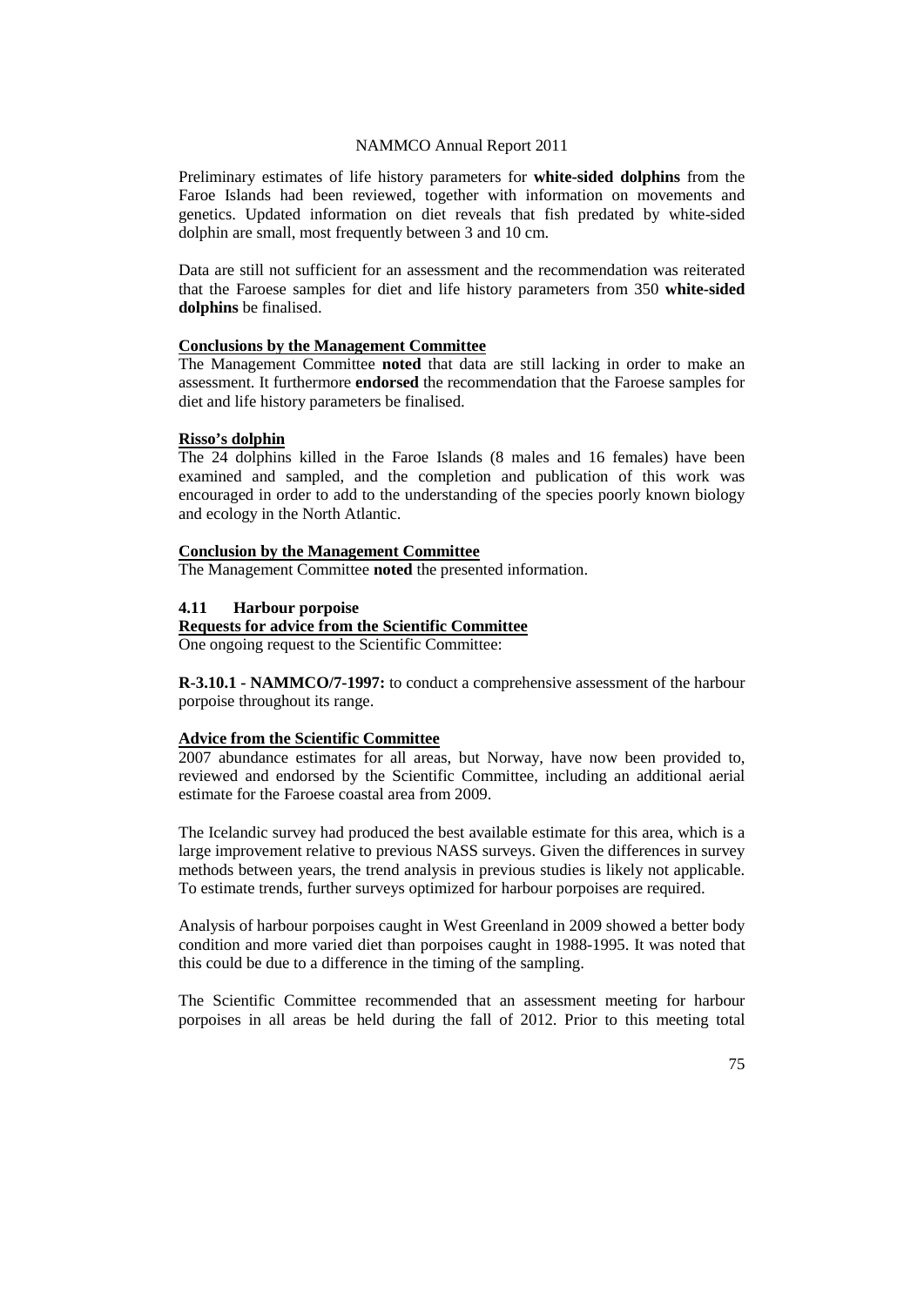Preliminary estimates of life history parameters for **white-sided dolphins** from the Faroe Islands had been reviewed, together with information on movements and genetics. Updated information on diet reveals that fish predated by white-sided dolphin are small, most frequently between 3 and 10 cm.

Data are still not sufficient for an assessment and the recommendation was reiterated that the Faroese samples for diet and life history parameters from 350 **white-sided dolphins** be finalised.

**Conclusions by the Management Committee**

The Management Committee **noted** that data are still lacking in order to make an assessment. It furthermore **endorsed** the recommendation that the Faroese samples for diet and life history parameters be finalised.

**Risso's dolphin**

The 24 dolphins killed in the Faroe Islands (8 males and 16 females) have been examined and sampled, and the completion and publication of this work was encouraged in order to add to the understanding of the species poorly known biology and ecology in the North Atlantic.

**Conclusion by the Management Committee**

The Management Committee **noted** the presented information.

### 4.11 Harbour porpoise

**Requests for advice from the Scientific Committee**

One ongoing request to the Scientific Committee:

**R-3.10.1 - NAMMCO/7-1997:** to conduct a comprehensive assessment of the harbour porpoise throughout its range.

**Advice from the Scientific Committee**

2007 abundance estimates for all areas, but Norway, have now been provided to, reviewed and endorsed by the Scientific Committee, including an additional aerial estimate for the Faroese coastal area from 2009.

The Icelandic survey had produced the best available estimate for this area, which is a large improvement relative to previous NASS surveys. Given the differences in survey methods between years, the trend analysis in previous studies is likely not applicable. To estimate trends, further surveys optimized for harbour porpoises are required.

Analysis of harbour porpoises caught in West Greenland in 2009 showed a better body condition and more varied diet than porpoises caught in 1988-1995. It was noted that this could be due to a difference in the timing of the sampling.

The Scientific Committee recommended that an assessment meeting for harbour porpoises in all areas be held during the fall of 2012. Prior to this meeting total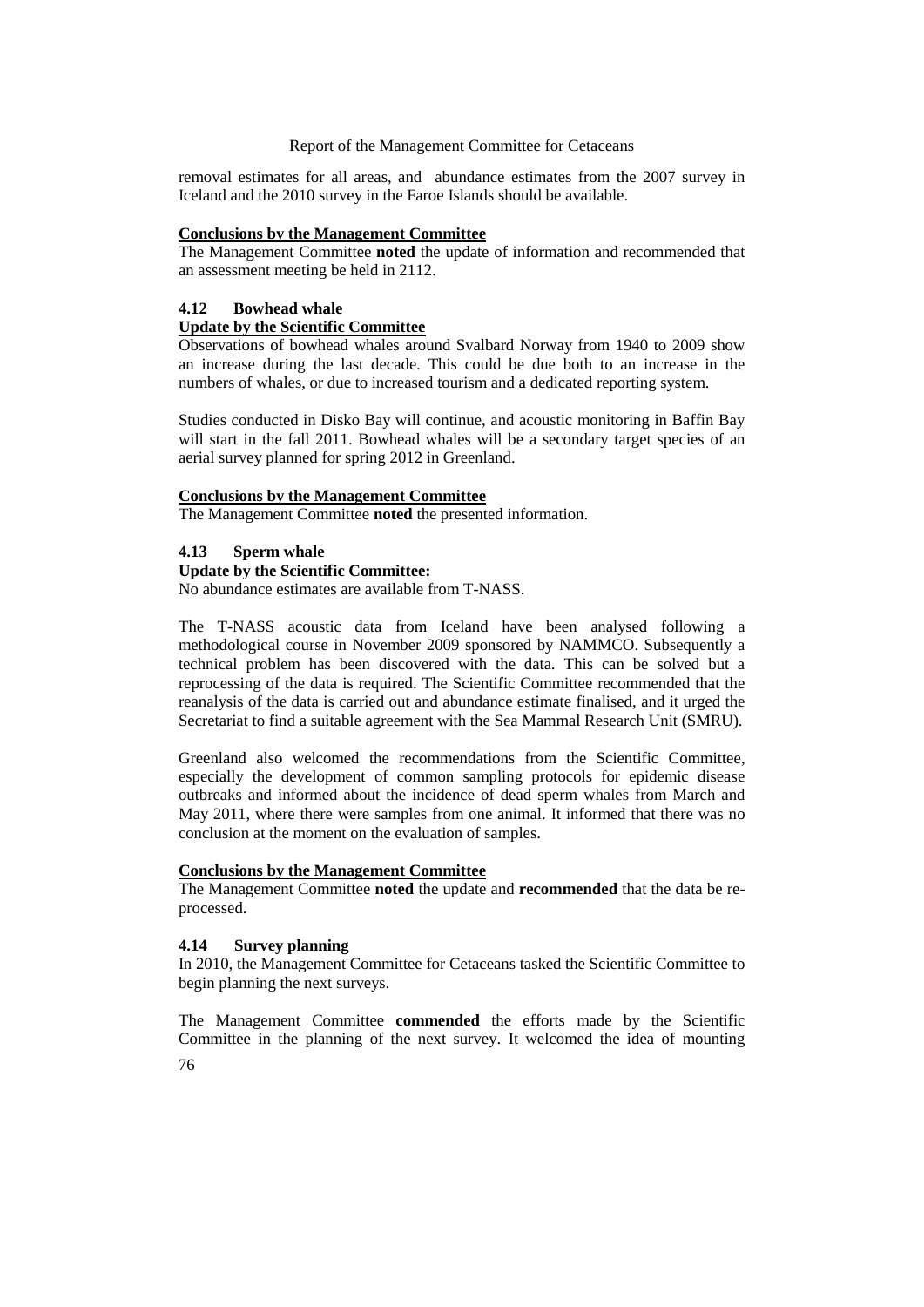removal estimates for all areas, and abundance estimates from the 2007 survey in Iceland and the 2010 survey in the Faroe Islands should be available.

**Conclusions by the Management Committee**

The Management Committee **noted** the update of information and recommended that an assessment meeting be held in 2112.

### 4.12 Bowhead whale

**Update by the Scientific Committee**

Observations of bowhead whales around Svalbard Norway from 1940 to 2009 show an increase during the last decade. This could be due both to an increase in the numbers of whales, or due to increased tourism and a dedicated reporting system.

Studies conducted in Disko Bay will continue, and acoustic monitoring in Baffin Bay will start in the fall 2011. Bowhead whales will be a secondary target species of an aerial survey planned for spring 2012 in Greenland.

**Conclusions by the Management Committee**

The Management Committee **noted** the presented information.

### 4.13 Sperm whale

**Update by the Scientific Committee:**

No abundance estimates are available from T-NASS.

The T-NASS acoustic data from Iceland have been analysed following a methodological course in November 2009 sponsored by NAMMCO. Subsequently a technical problem has been discovered with the data. This can be solved but a reprocessing of the data is required. The Scientific Committee recommended that the reanalysis of the data is carried out and abundance estimate finalised, and it urged the Secretariat to find a suitable agreement with the Sea Mammal Research Unit (SMRU).

Greenland also welcomed the recommendations from the Scientific Committee, especially the development of common sampling protocols for epidemic disease outbreaks and informed about the incidence of dead sperm whales from March and May 2011, where there were samples from one animal. It informed that there was no conclusion at the moment on the evaluation of samples.

**Conclusions by the Management Committee**

The Management Committee **noted** the update and **recommended** that the data be re-processed.

### 4.14 Survey planning

In 2010, the Management Committee for Cetaceans tasked the Scientific Committee to begin planning the next surveys.

The Management Committee **commended** the efforts made by the Scientific Committee in the planning of the next survey. It welcomed the idea of mounting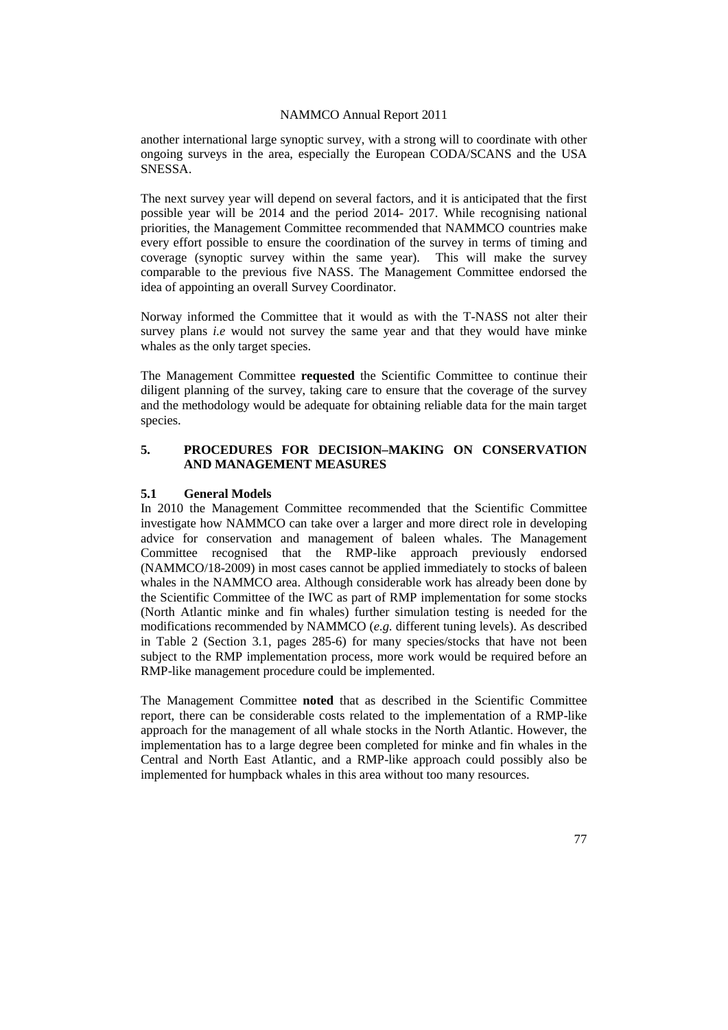another international large synoptic survey, with a strong will to coordinate with other ongoing surveys in the area, especially the European CODA/SCANS and the USA SNESSA.

The next survey year will depend on several factors, and it is anticipated that the first possible year will be 2014 and the period 2014- 2017. While recognising national priorities, the Management Committee recommended that NAMMCO countries make every effort possible to ensure the coordination of the survey in terms of timing and coverage (synoptic survey within the same year). This will make the survey comparable to the previous five NASS. The Management Committee endorsed the idea of appointing an overall Survey Coordinator.

Norway informed the Committee that it would as with the T-NASS not alter their survey plans *i.e* would not survey the same year and that they would have minke whales as the only target species.

The Management Committee **requested** the Scientific Committee to continue their diligent planning of the survey, taking care to ensure that the coverage of the survey and the methodology would be adequate for obtaining reliable data for the main target species.

## 5. PROCEDURES FOR DECISION–MAKING ON CONSERVATION AND MANAGEMENT MEASURES

### 5.1 General Models

In 2010 the Management Committee recommended that the Scientific Committee investigate how NAMMCO can take over a larger and more direct role in developing advice for conservation and management of baleen whales. The Management Committee recognised that the RMP-like approach previously endorsed (NAMMCO/18-2009) in most cases cannot be applied immediately to stocks of baleen whales in the NAMMCO area. Although considerable work has already been done by the Scientific Committee of the IWC as part of RMP implementation for some stocks (North Atlantic minke and fin whales) further simulation testing is needed for the modifications recommended by NAMMCO (*e.g.* different tuning levels). As described in Table 2 (Section 3.1, pages 285-6) for many species/stocks that have not been subject to the RMP implementation process, more work would be required before an RMP-like management procedure could be implemented.

The Management Committee **noted** that as described in the Scientific Committee report, there can be considerable costs related to the implementation of a RMP-like approach for the management of all whale stocks in the North Atlantic. However, the implementation has to a large degree been completed for minke and fin whales in the Central and North East Atlantic, and a RMP-like approach could possibly also be implemented for humpback whales in this area without too many resources.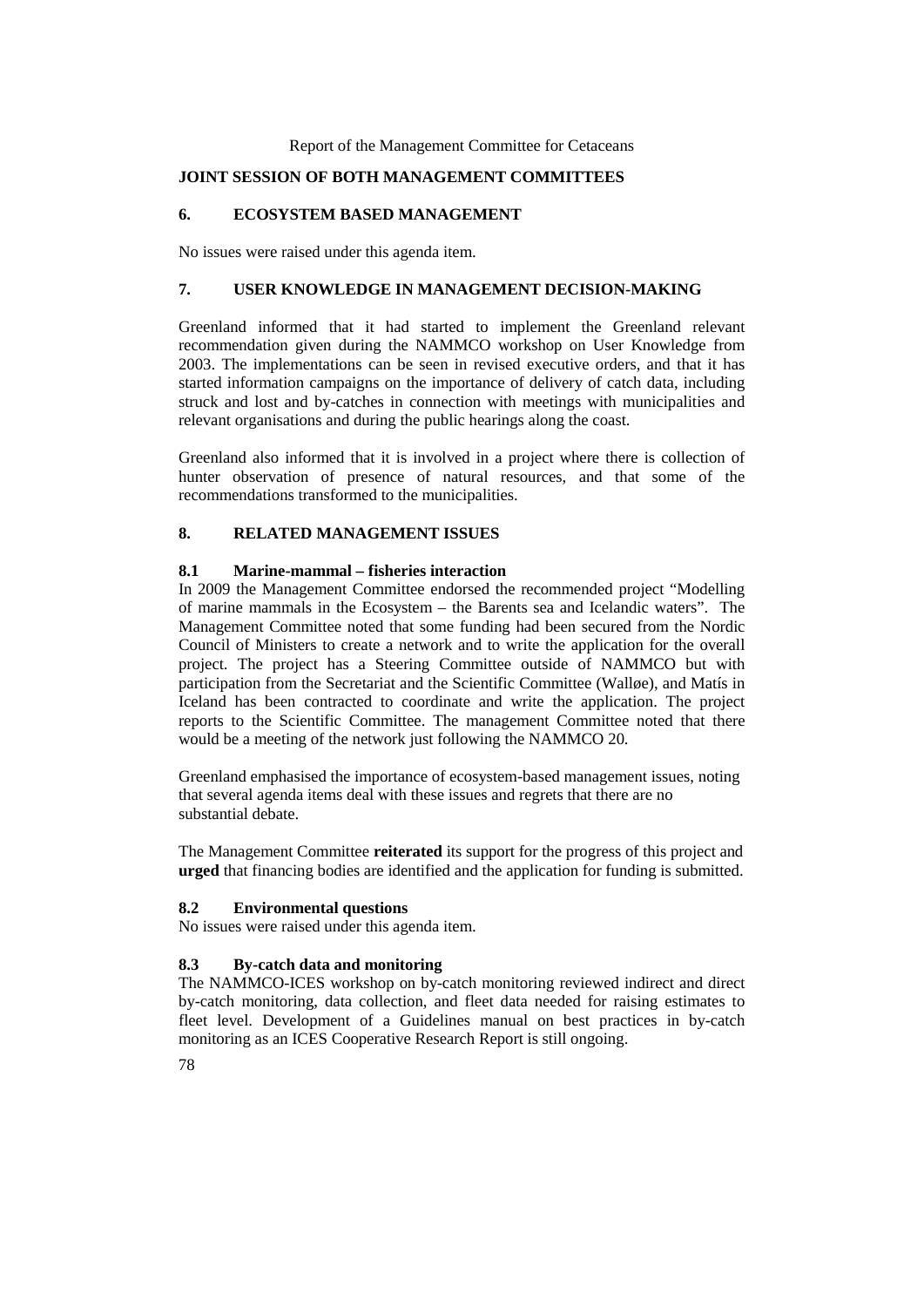## JOINT SESSION OF BOTH MANAGEMENT COMMITTEES

### 6. ECOSYSTEM BASED MANAGEMENT

No issues were raised under this agenda item.

### 7. USER KNOWLEDGE IN MANAGEMENT DECISION-MAKING

Greenland informed that it had started to implement the Greenland relevant recommendation given during the NAMMCO workshop on User Knowledge from 2003. The implementations can be seen in revised executive orders, and that it has started information campaigns on the importance of delivery of catch data, including struck and lost and by-catches in connection with meetings with municipalities and relevant organisations and during the public hearings along the coast.

Greenland also informed that it is involved in a project where there is collection of hunter observation of presence of natural resources, and that some of the recommendations transformed to the municipalities.

### 8. RELATED MANAGEMENT ISSUES

#### 8.1 Marine-mammal – fisheries interaction

In 2009 the Management Committee endorsed the recommended project "Modelling of marine mammals in the Ecosystem – the Barents sea and Icelandic waters". The Management Committee noted that some funding had been secured from the Nordic Council of Ministers to create a network and to write the application for the overall project. The project has a Steering Committee outside of NAMMCO but with participation from the Secretariat and the Scientific Committee (Walløe), and Matís in Iceland has been contracted to coordinate and write the application. The project reports to the Scientific Committee. The management Committee noted that there would be a meeting of the network just following the NAMMCO 20.

Greenland emphasised the importance of ecosystem-based management issues, noting that several agenda items deal with these issues and regrets that there are no substantial debate.

The Management Committee **reiterated** its support for the progress of this project and **urged** that financing bodies are identified and the application for funding is submitted.

#### 8.2 Environmental questions

No issues were raised under this agenda item.

#### 8.3 By-catch data and monitoring

The NAMMCO-ICES workshop on by-catch monitoring reviewed indirect and direct by-catch monitoring, data collection, and fleet data needed for raising estimates to fleet level. Development of a Guidelines manual on best practices in by-catch monitoring as an ICES Cooperative Research Report is still ongoing.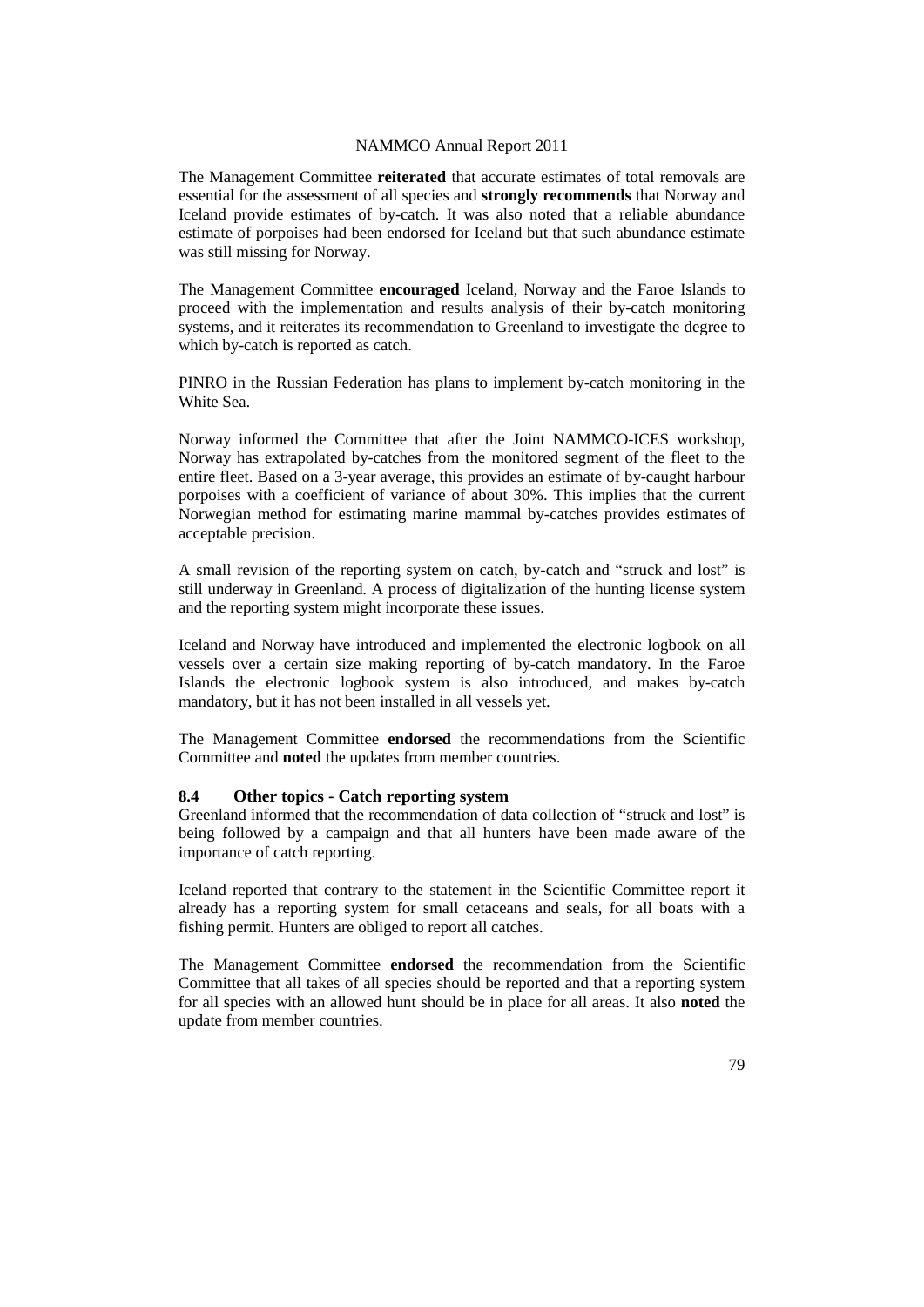The Management Committee **reiterated** that accurate estimates of total removals are essential for the assessment of all species and **strongly recommends** that Norway and Iceland provide estimates of by-catch. It was also noted that a reliable abundance estimate of porpoises had been endorsed for Iceland but that such abundance estimate was still missing for Norway.

The Management Committee **encouraged** Iceland, Norway and the Faroe Islands to proceed with the implementation and results analysis of their by-catch monitoring systems, and it reiterates its recommendation to Greenland to investigate the degree to which by-catch is reported as catch.

PINRO in the Russian Federation has plans to implement by-catch monitoring in the White Sea.

Norway informed the Committee that after the Joint NAMMCO-ICES workshop, Norway has extrapolated by-catches from the monitored segment of the fleet to the entire fleet. Based on a 3-year average, this provides an estimate of by-caught harbour porpoises with a coefficient of variance of about 30%. This implies that the current Norwegian method for estimating marine mammal by-catches provides estimates of acceptable precision.

A small revision of the reporting system on catch, by-catch and "struck and lost" is still underway in Greenland. A process of digitalization of the hunting license system and the reporting system might incorporate these issues.

Iceland and Norway have introduced and implemented the electronic logbook on all vessels over a certain size making reporting of by-catch mandatory. In the Faroe Islands the electronic logbook system is also introduced, and makes by-catch mandatory, but it has not been installed in all vessels yet.

The Management Committee **endorsed** the recommendations from the Scientific Committee and **noted** the updates from member countries.

### 8.4 Other topics - Catch reporting system

Greenland informed that the recommendation of data collection of "struck and lost" is being followed by a campaign and that all hunters have been made aware of the importance of catch reporting.

Iceland reported that contrary to the statement in the Scientific Committee report it already has a reporting system for small cetaceans and seals, for all boats with a fishing permit. Hunters are obliged to report all catches.

The Management Committee **endorsed** the recommendation from the Scientific Committee that all takes of all species should be reported and that a reporting system for all species with an allowed hunt should be in place for all areas. It also **noted** the update from member countries.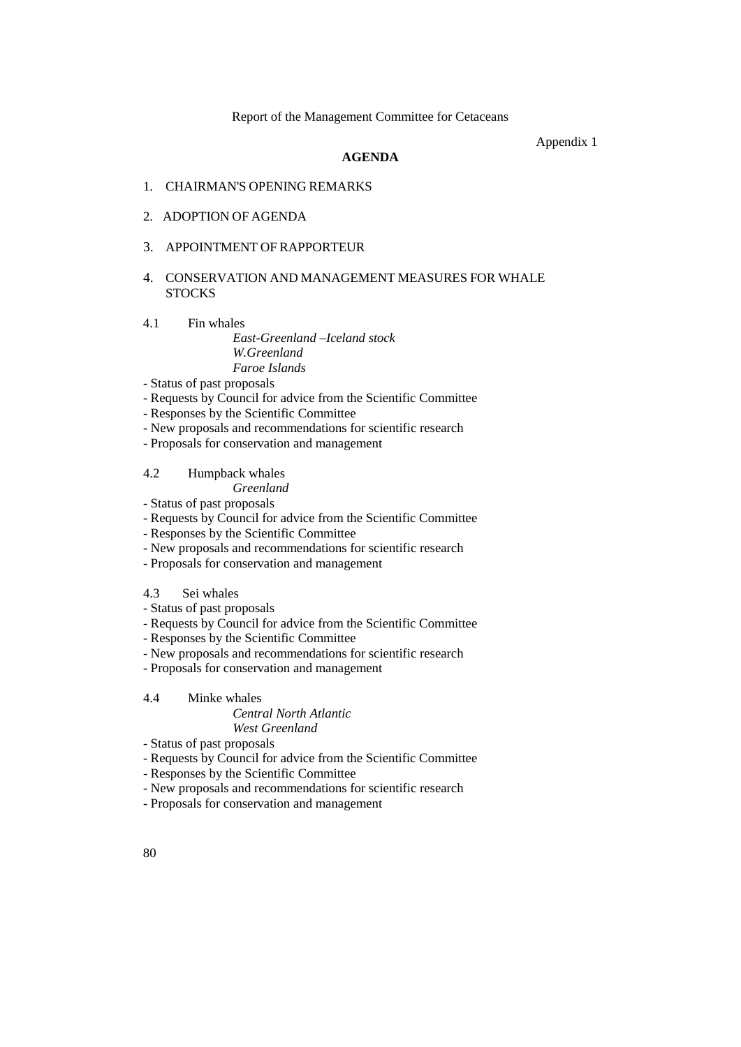Report of the Management Committee for Cetaceans

Appendix 1

## AGENDA

1. CHAIRMAN'S OPENING REMARKS

2. ADOPTION OF AGENDA

3. APPOINTMENT OF RAPPORTEUR

4. CONSERVATION AND MANAGEMENT MEASURES FOR WHALE STOCKS

4.1 Fin whales

*East-Greenland –Iceland stock*
*W.Greenland*
*Faroe Islands*

- Status of past proposals
- Requests by Council for advice from the Scientific Committee
- Responses by the Scientific Committee
- New proposals and recommendations for scientific research
- Proposals for conservation and management

4.2 Humpback whales

*Greenland*

- Status of past proposals
- Requests by Council for advice from the Scientific Committee
- Responses by the Scientific Committee
- New proposals and recommendations for scientific research
- Proposals for conservation and management

4.3 Sei whales

- Status of past proposals
- Requests by Council for advice from the Scientific Committee
- Responses by the Scientific Committee
- New proposals and recommendations for scientific research
- Proposals for conservation and management

4.4 Minke whales

*Central North Atlantic*
*West Greenland*

- Status of past proposals
- Requests by Council for advice from the Scientific Committee
- Responses by the Scientific Committee
- New proposals and recommendations for scientific research
- Proposals for conservation and management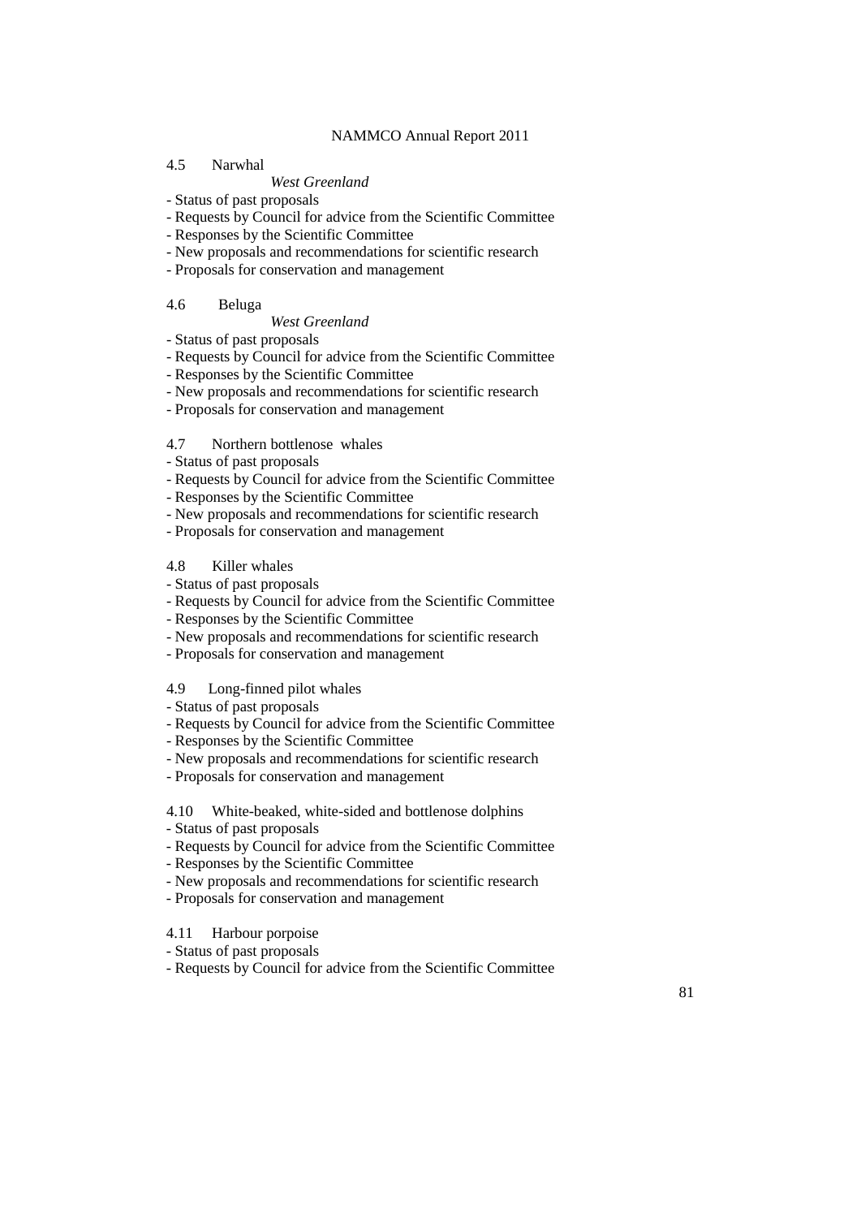4.5 Narwhal

*West Greenland*

- Status of past proposals
- Requests by Council for advice from the Scientific Committee
- Responses by the Scientific Committee
- New proposals and recommendations for scientific research
- Proposals for conservation and management

4.6 Beluga

*West Greenland*

- Status of past proposals
- Requests by Council for advice from the Scientific Committee
- Responses by the Scientific Committee
- New proposals and recommendations for scientific research
- Proposals for conservation and management

4.7 Northern bottlenose whales

- Status of past proposals
- Requests by Council for advice from the Scientific Committee
- Responses by the Scientific Committee
- New proposals and recommendations for scientific research
- Proposals for conservation and management

4.8 Killer whales

- Status of past proposals
- Requests by Council for advice from the Scientific Committee
- Responses by the Scientific Committee
- New proposals and recommendations for scientific research
- Proposals for conservation and management

4.9 Long-finned pilot whales

- Status of past proposals
- Requests by Council for advice from the Scientific Committee
- Responses by the Scientific Committee
- New proposals and recommendations for scientific research
- Proposals for conservation and management

4.10 White-beaked, white-sided and bottlenose dolphins

- Status of past proposals
- Requests by Council for advice from the Scientific Committee
- Responses by the Scientific Committee
- New proposals and recommendations for scientific research
- Proposals for conservation and management

4.11 Harbour porpoise

- Status of past proposals
- Requests by Council for advice from the Scientific Committee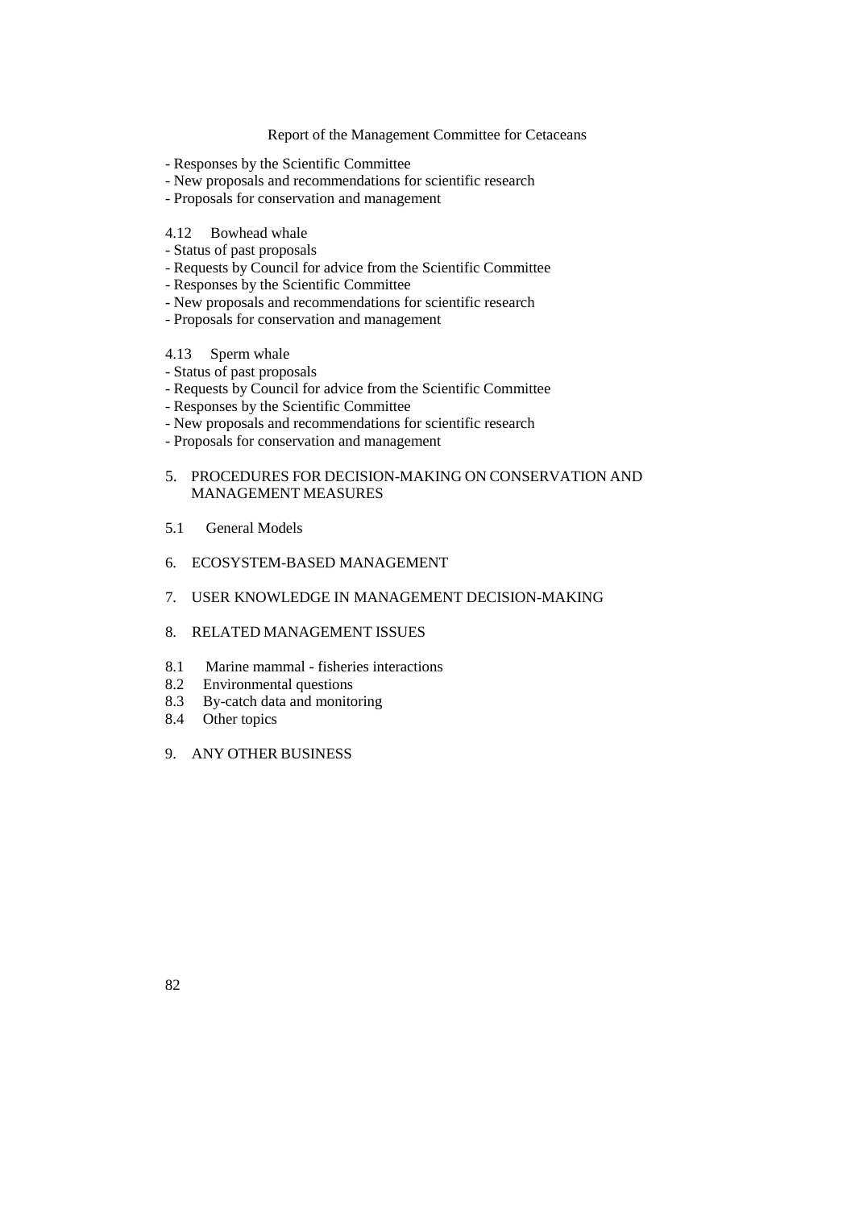- Responses by the Scientific Committee
- New proposals and recommendations for scientific research
- Proposals for conservation and management

4.12 Bowhead whale
- Status of past proposals
- Requests by Council for advice from the Scientific Committee
- Responses by the Scientific Committee
- New proposals and recommendations for scientific research
- Proposals for conservation and management

4.13 Sperm whale
- Status of past proposals
- Requests by Council for advice from the Scientific Committee
- Responses by the Scientific Committee
- New proposals and recommendations for scientific research
- Proposals for conservation and management

5. PROCEDURES FOR DECISION-MAKING ON CONSERVATION AND MANAGEMENT MEASURES

5.1 General Models

6. ECOSYSTEM-BASED MANAGEMENT

7. USER KNOWLEDGE IN MANAGEMENT DECISION-MAKING

8. RELATED MANAGEMENT ISSUES

8.1 Marine mammal - fisheries interactions
8.2 Environmental questions
8.3 By-catch data and monitoring
8.4 Other topics

9. ANY OTHER BUSINESS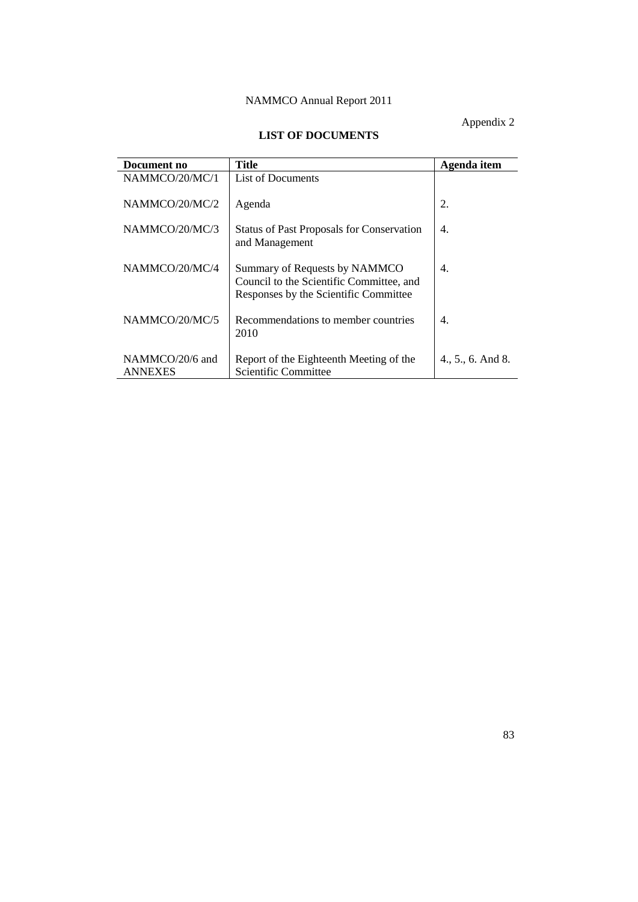Appendix 2

## LIST OF DOCUMENTS

| Document no | Title | Agenda item |
|---|---|---|
| NAMMCO/20/MC/1 | List of Documents | |
| NAMMCO/20/MC/2 | Agenda | 2. |
| NAMMCO/20/MC/3 | Status of Past Proposals for Conservation and Management | 4. |
| NAMMCO/20/MC/4 | Summary of Requests by NAMMCO Council to the Scientific Committee, and Responses by the Scientific Committee | 4. |
| NAMMCO/20/MC/5 | Recommendations to member countries 2010 | 4. |
| NAMMCO/20/6 and ANNEXES | Report of the Eighteenth Meeting of the Scientific Committee | 4., 5., 6. And 8. |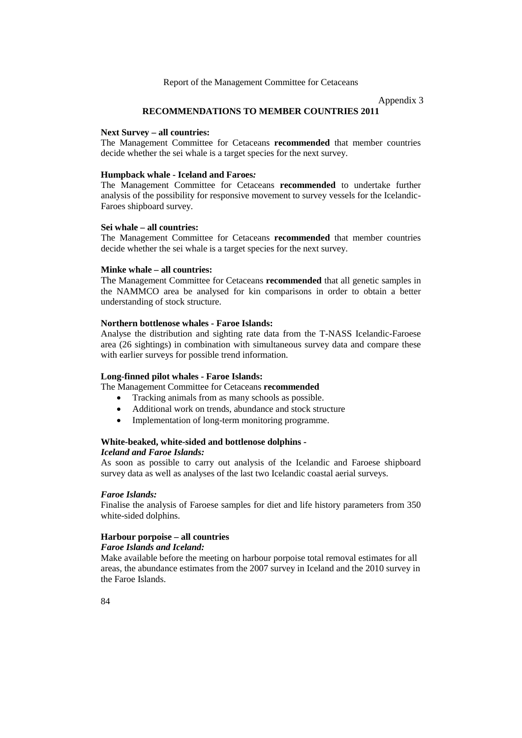Appendix 3

## RECOMMENDATIONS TO MEMBER COUNTRIES 2011

**Next Survey – all countries:**
The Management Committee for Cetaceans **recommended** that member countries decide whether the sei whale is a target species for the next survey.

**Humpback whale - Iceland and Faroes*:***
The Management Committee for Cetaceans **recommended** to undertake further analysis of the possibility for responsive movement to survey vessels for the Icelandic-Faroes shipboard survey.

**Sei whale – all countries:**
The Management Committee for Cetaceans **recommended** that member countries decide whether the sei whale is a target species for the next survey.

**Minke whale – all countries:**
The Management Committee for Cetaceans **recommended** that all genetic samples in the NAMMCO area be analysed for kin comparisons in order to obtain a better understanding of stock structure.

**Northern bottlenose whales - Faroe Islands:**
Analyse the distribution and sighting rate data from the T-NASS Icelandic-Faroese area (26 sightings) in combination with simultaneous survey data and compare these with earlier surveys for possible trend information.

**Long-finned pilot whales - Faroe Islands:**
The Management Committee for Cetaceans **recommended**

- Tracking animals from as many schools as possible.
- Additional work on trends, abundance and stock structure
- Implementation of long-term monitoring programme.

**White-beaked, white-sided and bottlenose dolphins -**
***Iceland and Faroe Islands:***
As soon as possible to carry out analysis of the Icelandic and Faroese shipboard survey data as well as analyses of the last two Icelandic coastal aerial surveys.

***Faroe Islands:***
Finalise the analysis of Faroese samples for diet and life history parameters from 350 white-sided dolphins.

**Harbour porpoise – all countries**
***Faroe Islands and Iceland:***
Make available before the meeting on harbour porpoise total removal estimates for all areas, the abundance estimates from the 2007 survey in Iceland and the 2010 survey in the Faroe Islands.